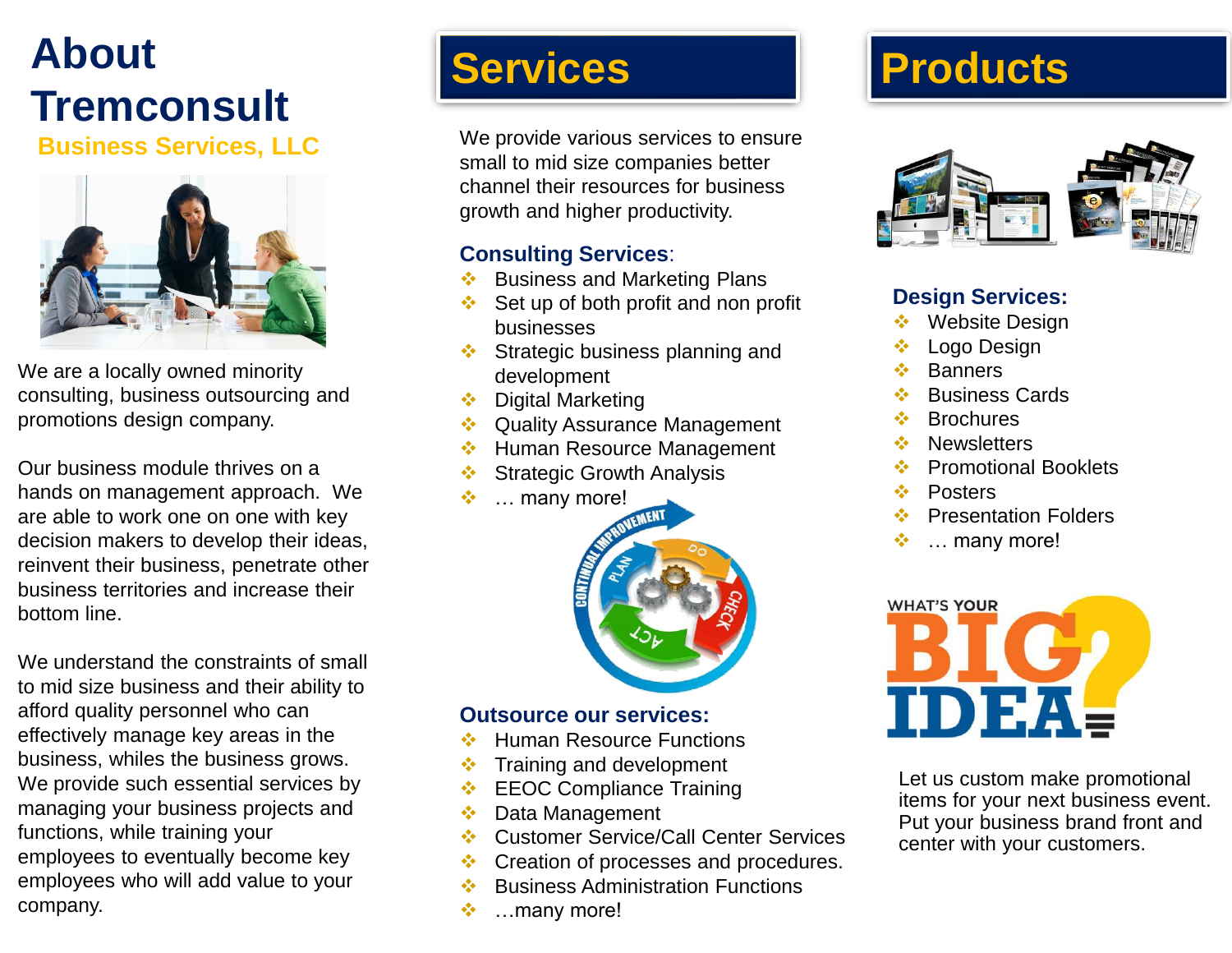# About Tremconsult

**Business Services, LLC**

We are a locally owned minority consulting, business outsourcing and promotions design company.

Our business module thrives on a hands on management approach. We are able to work one on one with key decision makers to develop their ideas, reinvent their business, penetrate other business territories and increase their bottom line.

We understand the constraints of small to mid size business and their ability to afford quality personnel who can effectively manage key areas in the business, whiles the business grows. We provide such essential services by managing your business projects and functions, while training your employees to eventually become key employees who will add value to your company.

# Services

We provide various services to ensure small to mid size companies better channel their resources for business growth and higher productivity.

### Consulting Services:

- Business and Marketing Plans
- Set up of both profit and non profit businesses
- Strategic business planning and development
- Digital Marketing
- Quality Assurance Management
- Human Resource Management
- Strategic Growth Analysis
- … many more!

CONTINUAL IMPROVEMENT
PLAN
DO
CHECK
ACT

### Outsource our services:

- Human Resource Functions
- Training and development
- EEOC Compliance Training
- Data Management
- Customer Service/Call Center Services
- Creation of processes and procedures.
- Business Administration Functions
- …many more!

# Products

### Design Services:

- Website Design
- Logo Design
- Banners
- Business Cards
- Brochures
- Newsletters
- Promotional Booklets
- Posters
- Presentation Folders
- … many more!

WHAT'S YOUR BIG IDEA?

Let us custom make promotional items for your next business event. Put your business brand front and center with your customers.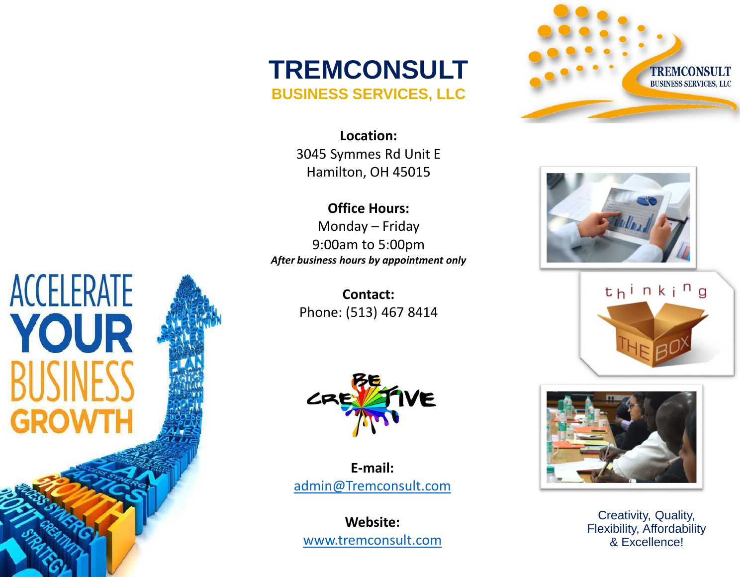# TREMCONSULT

## BUSINESS SERVICES, LLC

**Location:**
3045 Symmes Rd Unit E
Hamilton, OH 45015

**Office Hours:**
Monday – Friday
9:00am to 5:00pm
***After business hours by appointment only***

**Contact:**
Phone: (513) 467 8414

**E-mail:**
admin@Tremconsult.com

**Website:**
www.tremconsult.com

ACCELERATE YOUR BUSINESS GROWTH

Creativity, Quality, Flexibility, Affordability & Excellence!